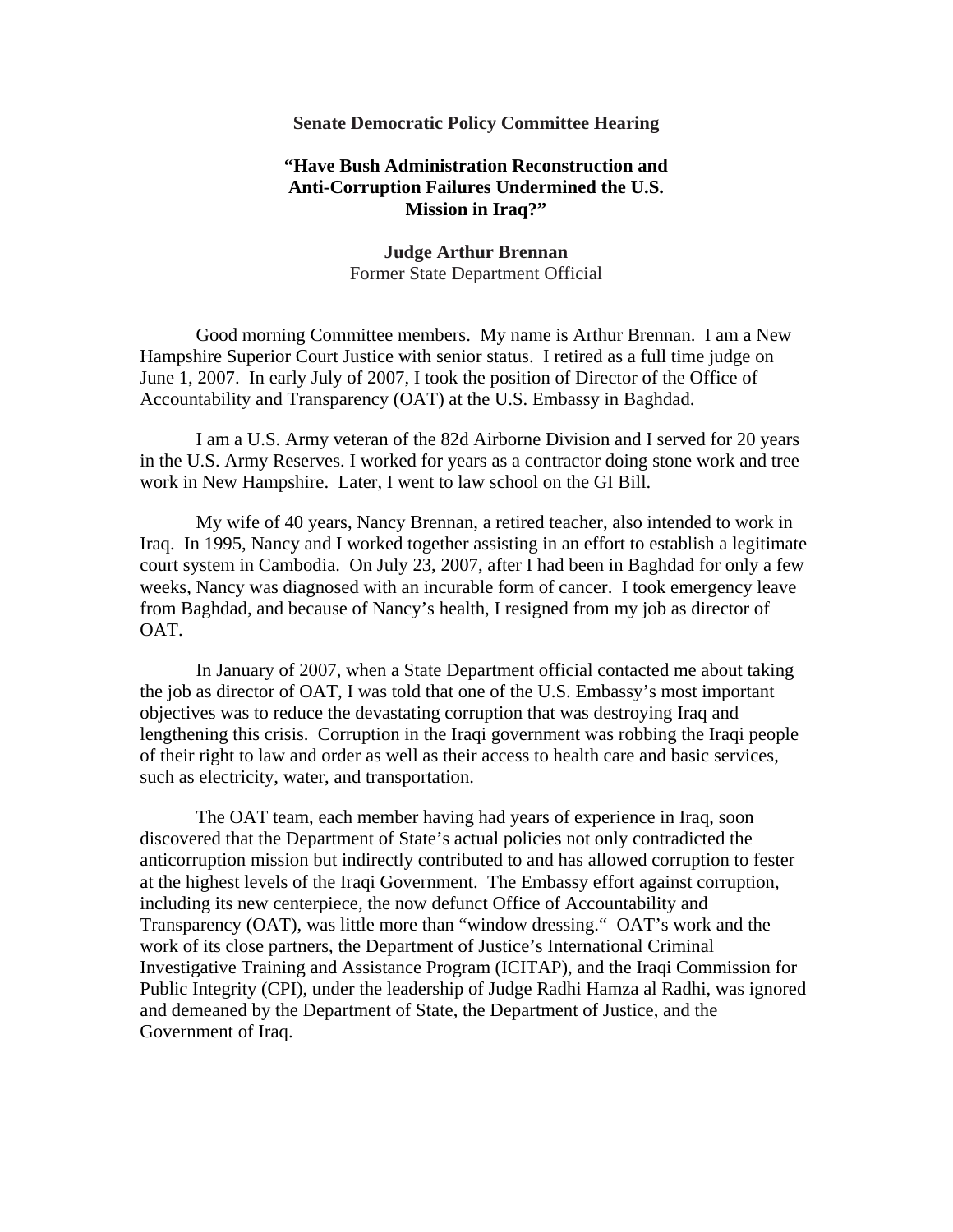**Senate Democratic Policy Committee Hearing**

**"Have Bush Administration Reconstruction and Anti-Corruption Failures Undermined the U.S. Mission in Iraq?"**

**Judge Arthur Brennan**
Former State Department Official

Good morning Committee members. My name is Arthur Brennan. I am a New Hampshire Superior Court Justice with senior status. I retired as a full time judge on June 1, 2007. In early July of 2007, I took the position of Director of the Office of Accountability and Transparency (OAT) at the U.S. Embassy in Baghdad.

I am a U.S. Army veteran of the 82d Airborne Division and I served for 20 years in the U.S. Army Reserves. I worked for years as a contractor doing stone work and tree work in New Hampshire. Later, I went to law school on the GI Bill.

My wife of 40 years, Nancy Brennan, a retired teacher, also intended to work in Iraq. In 1995, Nancy and I worked together assisting in an effort to establish a legitimate court system in Cambodia. On July 23, 2007, after I had been in Baghdad for only a few weeks, Nancy was diagnosed with an incurable form of cancer. I took emergency leave from Baghdad, and because of Nancy's health, I resigned from my job as director of OAT.

In January of 2007, when a State Department official contacted me about taking the job as director of OAT, I was told that one of the U.S. Embassy's most important objectives was to reduce the devastating corruption that was destroying Iraq and lengthening this crisis. Corruption in the Iraqi government was robbing the Iraqi people of their right to law and order as well as their access to health care and basic services, such as electricity, water, and transportation.

The OAT team, each member having had years of experience in Iraq, soon discovered that the Department of State's actual policies not only contradicted the anticorruption mission but indirectly contributed to and has allowed corruption to fester at the highest levels of the Iraqi Government. The Embassy effort against corruption, including its new centerpiece, the now defunct Office of Accountability and Transparency (OAT), was little more than "window dressing." OAT's work and the work of its close partners, the Department of Justice's International Criminal Investigative Training and Assistance Program (ICITAP), and the Iraqi Commission for Public Integrity (CPI), under the leadership of Judge Radhi Hamza al Radhi, was ignored and demeaned by the Department of State, the Department of Justice, and the Government of Iraq.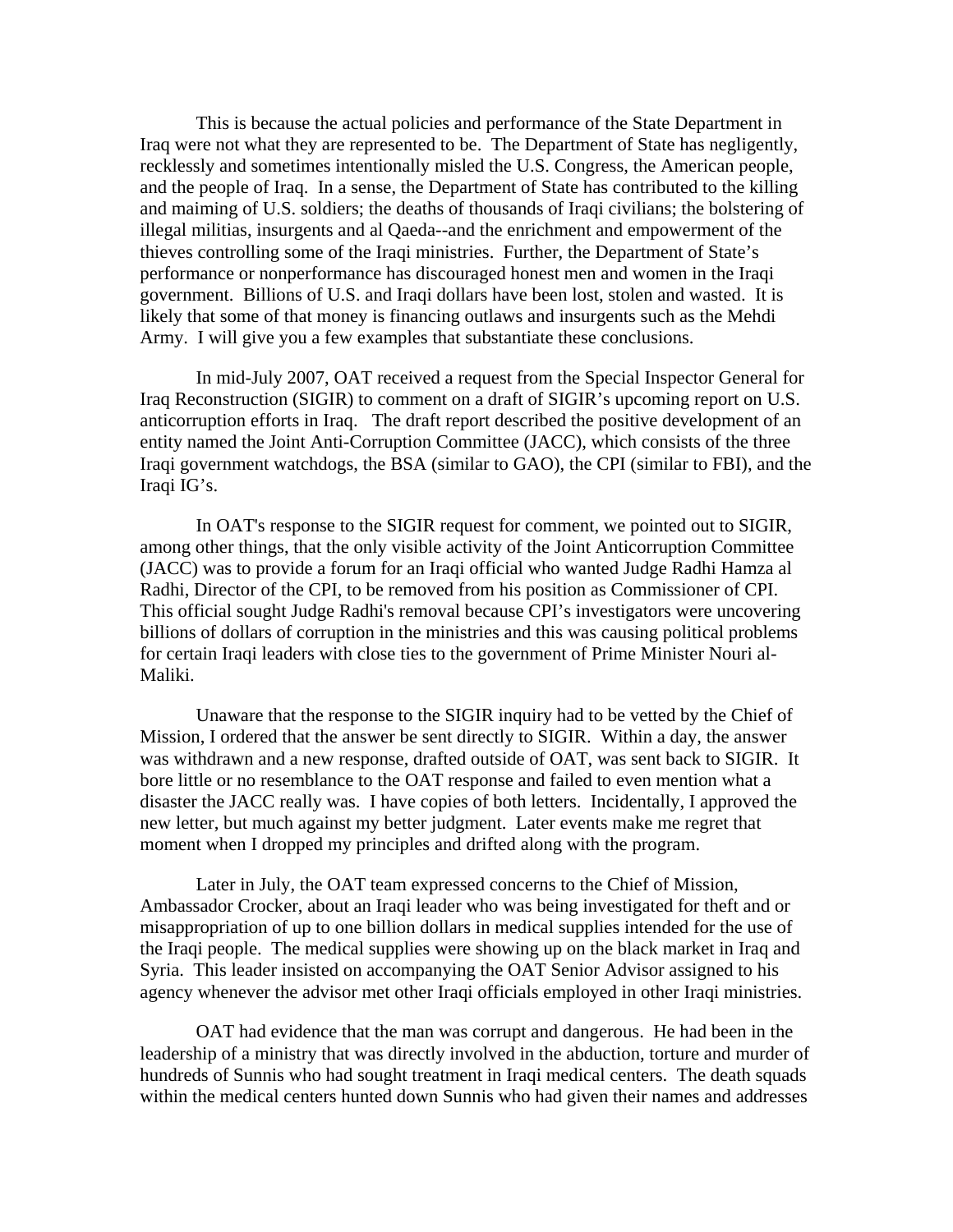This is because the actual policies and performance of the State Department in Iraq were not what they are represented to be. The Department of State has negligently, recklessly and sometimes intentionally misled the U.S. Congress, the American people, and the people of Iraq. In a sense, the Department of State has contributed to the killing and maiming of U.S. soldiers; the deaths of thousands of Iraqi civilians; the bolstering of illegal militias, insurgents and al Qaeda--and the enrichment and empowerment of the thieves controlling some of the Iraqi ministries. Further, the Department of State's performance or nonperformance has discouraged honest men and women in the Iraqi government. Billions of U.S. and Iraqi dollars have been lost, stolen and wasted. It is likely that some of that money is financing outlaws and insurgents such as the Mehdi Army. I will give you a few examples that substantiate these conclusions.

In mid-July 2007, OAT received a request from the Special Inspector General for Iraq Reconstruction (SIGIR) to comment on a draft of SIGIR's upcoming report on U.S. anticorruption efforts in Iraq. The draft report described the positive development of an entity named the Joint Anti-Corruption Committee (JACC), which consists of the three Iraqi government watchdogs, the BSA (similar to GAO), the CPI (similar to FBI), and the Iraqi IG's.

In OAT's response to the SIGIR request for comment, we pointed out to SIGIR, among other things, that the only visible activity of the Joint Anticorruption Committee (JACC) was to provide a forum for an Iraqi official who wanted Judge Radhi Hamza al Radhi, Director of the CPI, to be removed from his position as Commissioner of CPI. This official sought Judge Radhi's removal because CPI's investigators were uncovering billions of dollars of corruption in the ministries and this was causing political problems for certain Iraqi leaders with close ties to the government of Prime Minister Nouri al-Maliki.

Unaware that the response to the SIGIR inquiry had to be vetted by the Chief of Mission, I ordered that the answer be sent directly to SIGIR. Within a day, the answer was withdrawn and a new response, drafted outside of OAT, was sent back to SIGIR. It bore little or no resemblance to the OAT response and failed to even mention what a disaster the JACC really was. I have copies of both letters. Incidentally, I approved the new letter, but much against my better judgment. Later events make me regret that moment when I dropped my principles and drifted along with the program.

Later in July, the OAT team expressed concerns to the Chief of Mission, Ambassador Crocker, about an Iraqi leader who was being investigated for theft and or misappropriation of up to one billion dollars in medical supplies intended for the use of the Iraqi people. The medical supplies were showing up on the black market in Iraq and Syria. This leader insisted on accompanying the OAT Senior Advisor assigned to his agency whenever the advisor met other Iraqi officials employed in other Iraqi ministries.

OAT had evidence that the man was corrupt and dangerous. He had been in the leadership of a ministry that was directly involved in the abduction, torture and murder of hundreds of Sunnis who had sought treatment in Iraqi medical centers. The death squads within the medical centers hunted down Sunnis who had given their names and addresses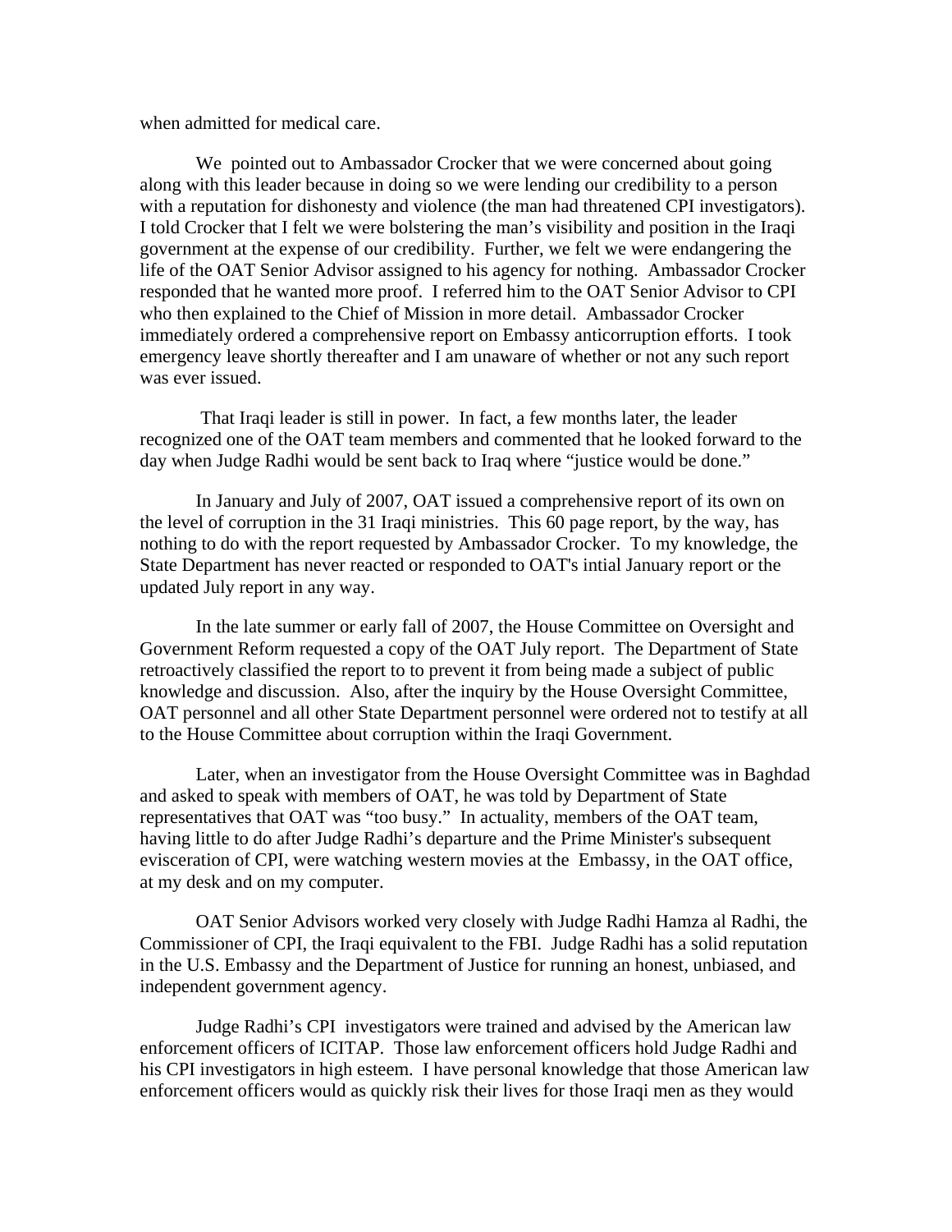when admitted for medical care.

We pointed out to Ambassador Crocker that we were concerned about going along with this leader because in doing so we were lending our credibility to a person with a reputation for dishonesty and violence (the man had threatened CPI investigators). I told Crocker that I felt we were bolstering the man's visibility and position in the Iraqi government at the expense of our credibility. Further, we felt we were endangering the life of the OAT Senior Advisor assigned to his agency for nothing. Ambassador Crocker responded that he wanted more proof. I referred him to the OAT Senior Advisor to CPI who then explained to the Chief of Mission in more detail. Ambassador Crocker immediately ordered a comprehensive report on Embassy anticorruption efforts. I took emergency leave shortly thereafter and I am unaware of whether or not any such report was ever issued.

That Iraqi leader is still in power. In fact, a few months later, the leader recognized one of the OAT team members and commented that he looked forward to the day when Judge Radhi would be sent back to Iraq where "justice would be done."

In January and July of 2007, OAT issued a comprehensive report of its own on the level of corruption in the 31 Iraqi ministries. This 60 page report, by the way, has nothing to do with the report requested by Ambassador Crocker. To my knowledge, the State Department has never reacted or responded to OAT's intial January report or the updated July report in any way.

In the late summer or early fall of 2007, the House Committee on Oversight and Government Reform requested a copy of the OAT July report. The Department of State retroactively classified the report to to prevent it from being made a subject of public knowledge and discussion. Also, after the inquiry by the House Oversight Committee, OAT personnel and all other State Department personnel were ordered not to testify at all to the House Committee about corruption within the Iraqi Government.

Later, when an investigator from the House Oversight Committee was in Baghdad and asked to speak with members of OAT, he was told by Department of State representatives that OAT was "too busy." In actuality, members of the OAT team, having little to do after Judge Radhi's departure and the Prime Minister's subsequent evisceration of CPI, were watching western movies at the Embassy, in the OAT office, at my desk and on my computer.

OAT Senior Advisors worked very closely with Judge Radhi Hamza al Radhi, the Commissioner of CPI, the Iraqi equivalent to the FBI. Judge Radhi has a solid reputation in the U.S. Embassy and the Department of Justice for running an honest, unbiased, and independent government agency.

Judge Radhi's CPI investigators were trained and advised by the American law enforcement officers of ICITAP. Those law enforcement officers hold Judge Radhi and his CPI investigators in high esteem. I have personal knowledge that those American law enforcement officers would as quickly risk their lives for those Iraqi men as they would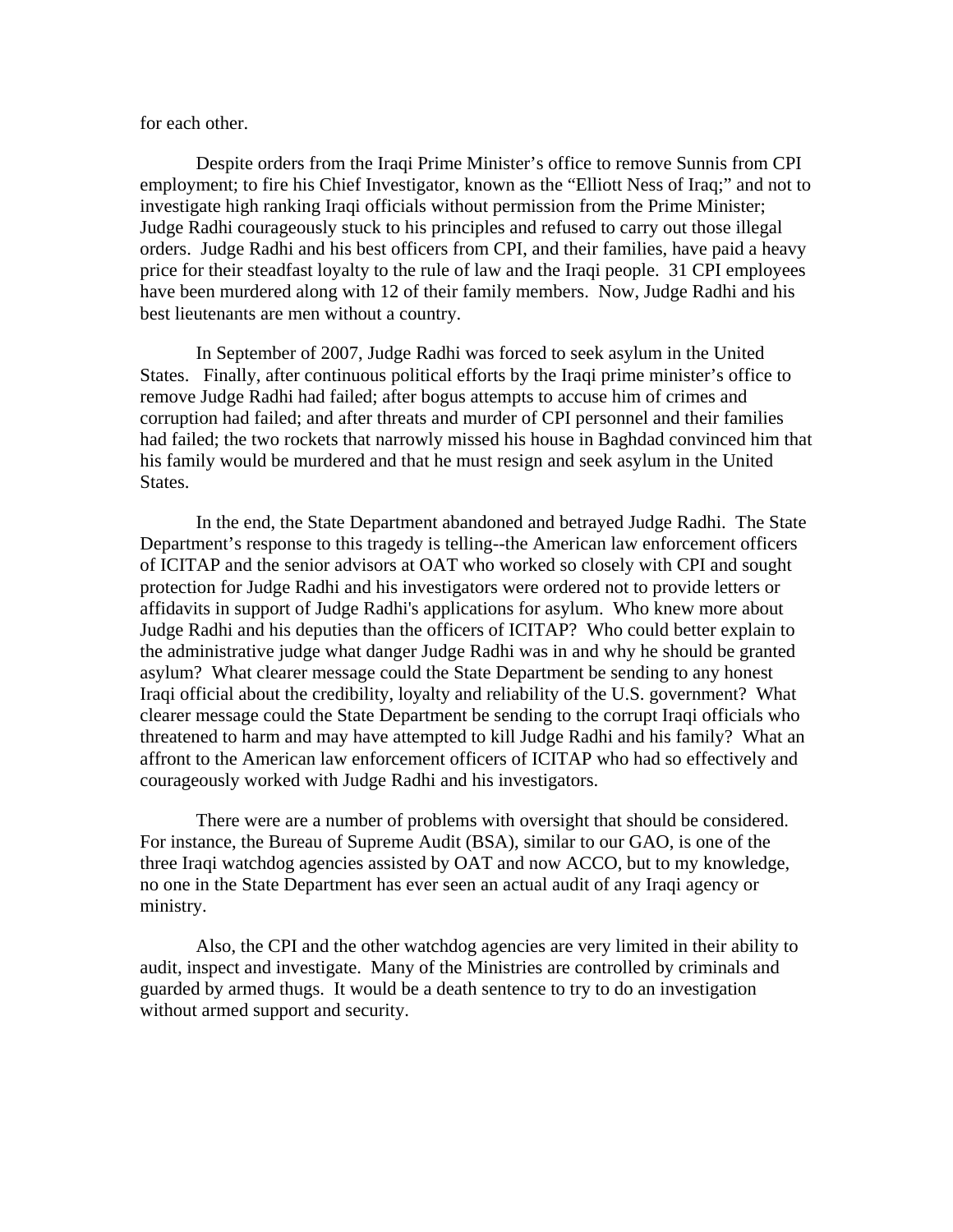for each other.

Despite orders from the Iraqi Prime Minister's office to remove Sunnis from CPI employment; to fire his Chief Investigator, known as the "Elliott Ness of Iraq;" and not to investigate high ranking Iraqi officials without permission from the Prime Minister; Judge Radhi courageously stuck to his principles and refused to carry out those illegal orders. Judge Radhi and his best officers from CPI, and their families, have paid a heavy price for their steadfast loyalty to the rule of law and the Iraqi people. 31 CPI employees have been murdered along with 12 of their family members. Now, Judge Radhi and his best lieutenants are men without a country.

In September of 2007, Judge Radhi was forced to seek asylum in the United States. Finally, after continuous political efforts by the Iraqi prime minister's office to remove Judge Radhi had failed; after bogus attempts to accuse him of crimes and corruption had failed; and after threats and murder of CPI personnel and their families had failed; the two rockets that narrowly missed his house in Baghdad convinced him that his family would be murdered and that he must resign and seek asylum in the United States.

In the end, the State Department abandoned and betrayed Judge Radhi. The State Department's response to this tragedy is telling--the American law enforcement officers of ICITAP and the senior advisors at OAT who worked so closely with CPI and sought protection for Judge Radhi and his investigators were ordered not to provide letters or affidavits in support of Judge Radhi's applications for asylum. Who knew more about Judge Radhi and his deputies than the officers of ICITAP? Who could better explain to the administrative judge what danger Judge Radhi was in and why he should be granted asylum? What clearer message could the State Department be sending to any honest Iraqi official about the credibility, loyalty and reliability of the U.S. government? What clearer message could the State Department be sending to the corrupt Iraqi officials who threatened to harm and may have attempted to kill Judge Radhi and his family? What an affront to the American law enforcement officers of ICITAP who had so effectively and courageously worked with Judge Radhi and his investigators.

There were are a number of problems with oversight that should be considered. For instance, the Bureau of Supreme Audit (BSA), similar to our GAO, is one of the three Iraqi watchdog agencies assisted by OAT and now ACCO, but to my knowledge, no one in the State Department has ever seen an actual audit of any Iraqi agency or ministry.

Also, the CPI and the other watchdog agencies are very limited in their ability to audit, inspect and investigate. Many of the Ministries are controlled by criminals and guarded by armed thugs. It would be a death sentence to try to do an investigation without armed support and security.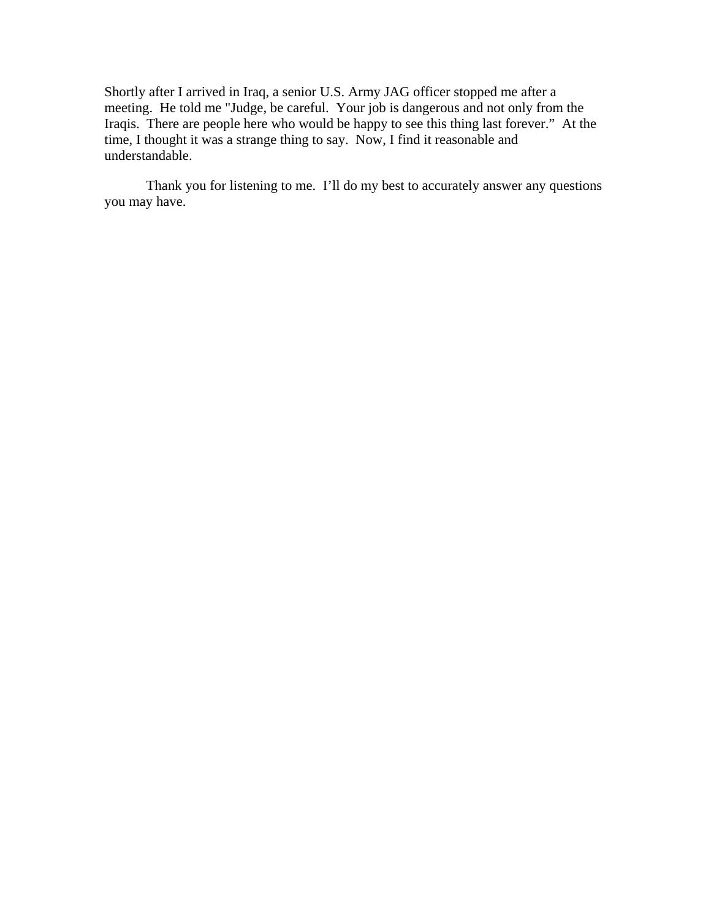Shortly after I arrived in Iraq, a senior U.S. Army JAG officer stopped me after a meeting. He told me "Judge, be careful. Your job is dangerous and not only from the Iraqis. There are people here who would be happy to see this thing last forever." At the time, I thought it was a strange thing to say. Now, I find it reasonable and understandable.

Thank you for listening to me. I'll do my best to accurately answer any questions you may have.